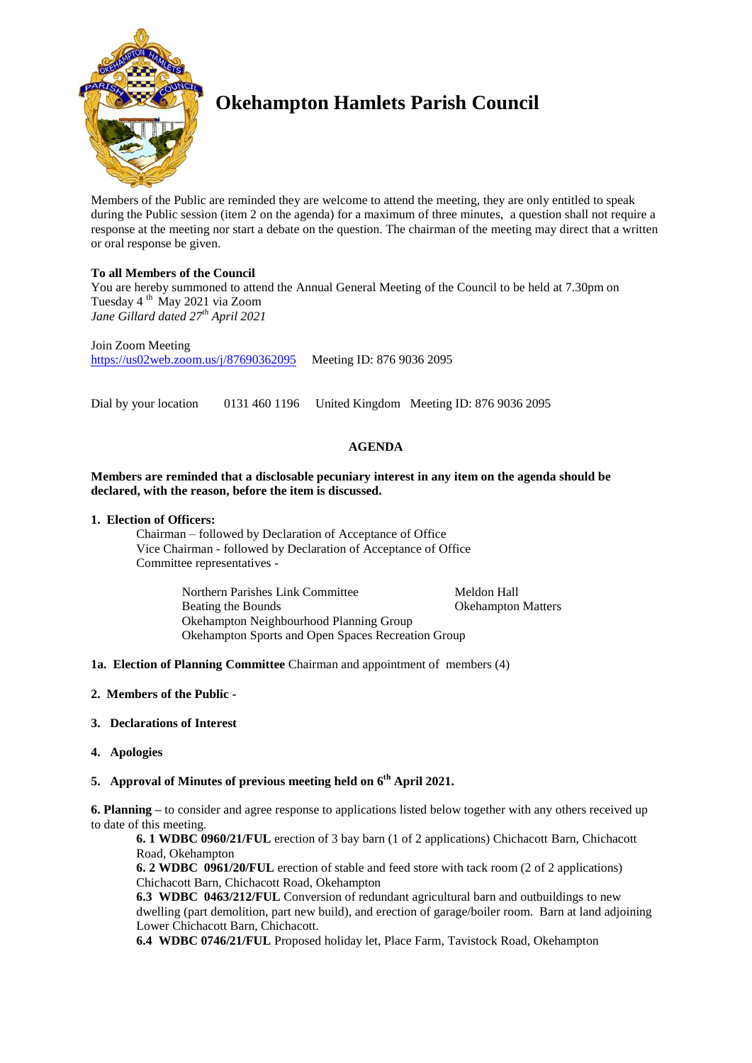# Okehampton Hamlets Parish Council

Members of the Public are reminded they are welcome to attend the meeting, they are only entitled to speak during the Public session (item 2 on the agenda) for a maximum of three minutes, a question shall not require a response at the meeting nor start a debate on the question. The chairman of the meeting may direct that a written or oral response be given.

**To all Members of the Council**
You are hereby summoned to attend the Annual General Meeting of the Council to be held at 7.30pm on Tuesday 4th May 2021 via Zoom
*Jane Gillard dated 27th April 2021*

Join Zoom Meeting
https://us02web.zoom.us/j/87690362095    Meeting ID: 876 9036 2095

Dial by your location    0131 460 1196    United Kingdom    Meeting ID: 876 9036 2095

## AGENDA

**Members are reminded that a disclosable pecuniary interest in any item on the agenda should be declared, with the reason, before the item is discussed.**

**1. Election of Officers:**
Chairman – followed by Declaration of Acceptance of Office
Vice Chairman - followed by Declaration of Acceptance of Office
Committee representatives -

Northern Parishes Link Committee
Meldon Hall
Beating the Bounds
Okehampton Matters
Okehampton Neighbourhood Planning Group
Okehampton Sports and Open Spaces Recreation Group

**1a. Election of Planning Committee** Chairman and appointment of members (4)

**2. Members of the Public -**

**3. Declarations of Interest**

**4. Apologies**

**5. Approval of Minutes of previous meeting held on 6th April 2021.**

**6. Planning –** to consider and agree response to applications listed below together with any others received up to date of this meeting.

**6. 1 WDBC 0960/21/FUL** erection of 3 bay barn (1 of 2 applications) Chichacott Barn, Chichacott Road, Okehampton
**6. 2 WDBC 0961/20/FUL** erection of stable and feed store with tack room (2 of 2 applications) Chichacott Barn, Chichacott Road, Okehampton
**6.3 WDBC 0463/212/FUL** Conversion of redundant agricultural barn and outbuildings to new dwelling (part demolition, part new build), and erection of garage/boiler room. Barn at land adjoining Lower Chichacott Barn, Chichacott.
**6.4 WDBC 0746/21/FUL** Proposed holiday let, Place Farm, Tavistock Road, Okehampton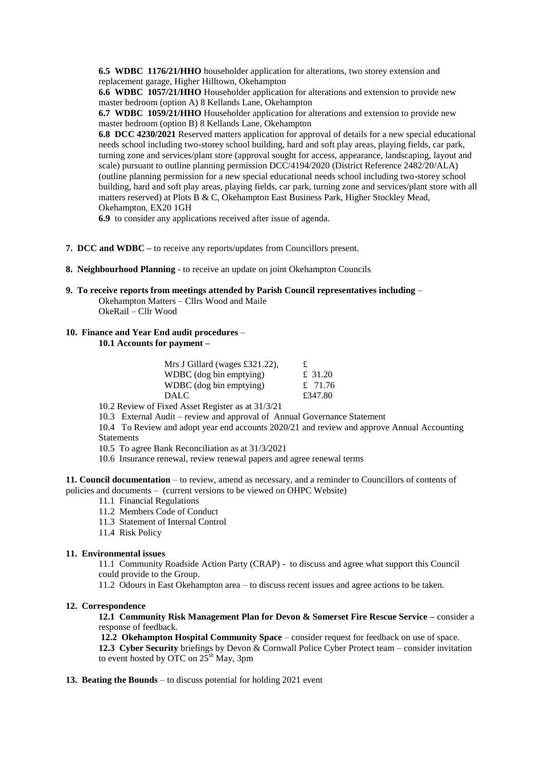**6.5 WDBC 1176/21/HHO** householder application for alterations, two storey extension and replacement garage, Higher Hilltown, Okehampton

**6.6 WDBC 1057/21/HHO** Householder application for alterations and extension to provide new master bedroom (option A) 8 Kellands Lane, Okehampton

**6.7 WDBC 1059/21/HHO** Householder application for alterations and extension to provide new master bedroom (option B) 8 Kellands Lane, Okehampton

**6.8 DCC 4230/2021** Reserved matters application for approval of details for a new special educational needs school including two-storey school building, hard and soft play areas, playing fields, car park, turning zone and services/plant store (approval sought for access, appearance, landscaping, layout and scale) pursuant to outline planning permission DCC/4194/2020 (District Reference 2482/20/ALA) (outline planning permission for a new special educational needs school including two-storey school building, hard and soft play areas, playing fields, car park, turning zone and services/plant store with all matters reserved) at Plots B & C, Okehampton East Business Park, Higher Stockley Mead, Okehampton, EX20 1GH

**6.9** to consider any applications received after issue of agenda.

**7. DCC and WDBC –** to receive any reports/updates from Councillors present.

**8. Neighbourhood Planning** - to receive an update on joint Okehampton Councils

**9. To receive reports from meetings attended by Parish Council representatives including** –

Okehampton Matters – Cllrs Wood and Maile
OkeRail – Cllr Wood

**10. Finance and Year End audit procedures** –

**10.1 Accounts for payment –**

| | |
|---|---|
| Mrs J Gillard (wages £321.22), | £ |
| WDBC (dog bin emptying) | £ 31.20 |
| WDBC (dog bin emptying) | £ 71.76 |
| DALC | £347.80 |

10.2 Review of Fixed Asset Register as at 31/3/21

10.3 External Audit – review and approval of Annual Governance Statement

10.4 To Review and adopt year end accounts 2020/21 and review and approve Annual Accounting Statements

10.5 To agree Bank Reconciliation as at 31/3/2021

10.6 Insurance renewal, review renewal papers and agree renewal terms

**11. Council documentation** – to review, amend as necessary, and a reminder to Councillors of contents of policies and documents – (current versions to be viewed on OHPC Website)

11.1 Financial Regulations
11.2 Members Code of Conduct
11.3 Statement of Internal Control
11.4 Risk Policy

**11. Environmental issues**

11.1 Community Roadside Action Party (CRAP) - to discuss and agree what support this Council could provide to the Group.

11.2 Odours in East Okehampton area – to discuss recent issues and agree actions to be taken.

**12. Correspondence**

**12.1 Community Risk Management Plan for Devon & Somerset Fire Rescue Service –** consider a response of feedback.

**12.2 Okehampton Hospital Community Space** – consider request for feedback on use of space.

**12.3 Cyber Security** briefings by Devon & Cornwall Police Cyber Protect team – consider invitation to event hosted by OTC on 25th May, 3pm

**13. Beating the Bounds** – to discuss potential for holding 2021 event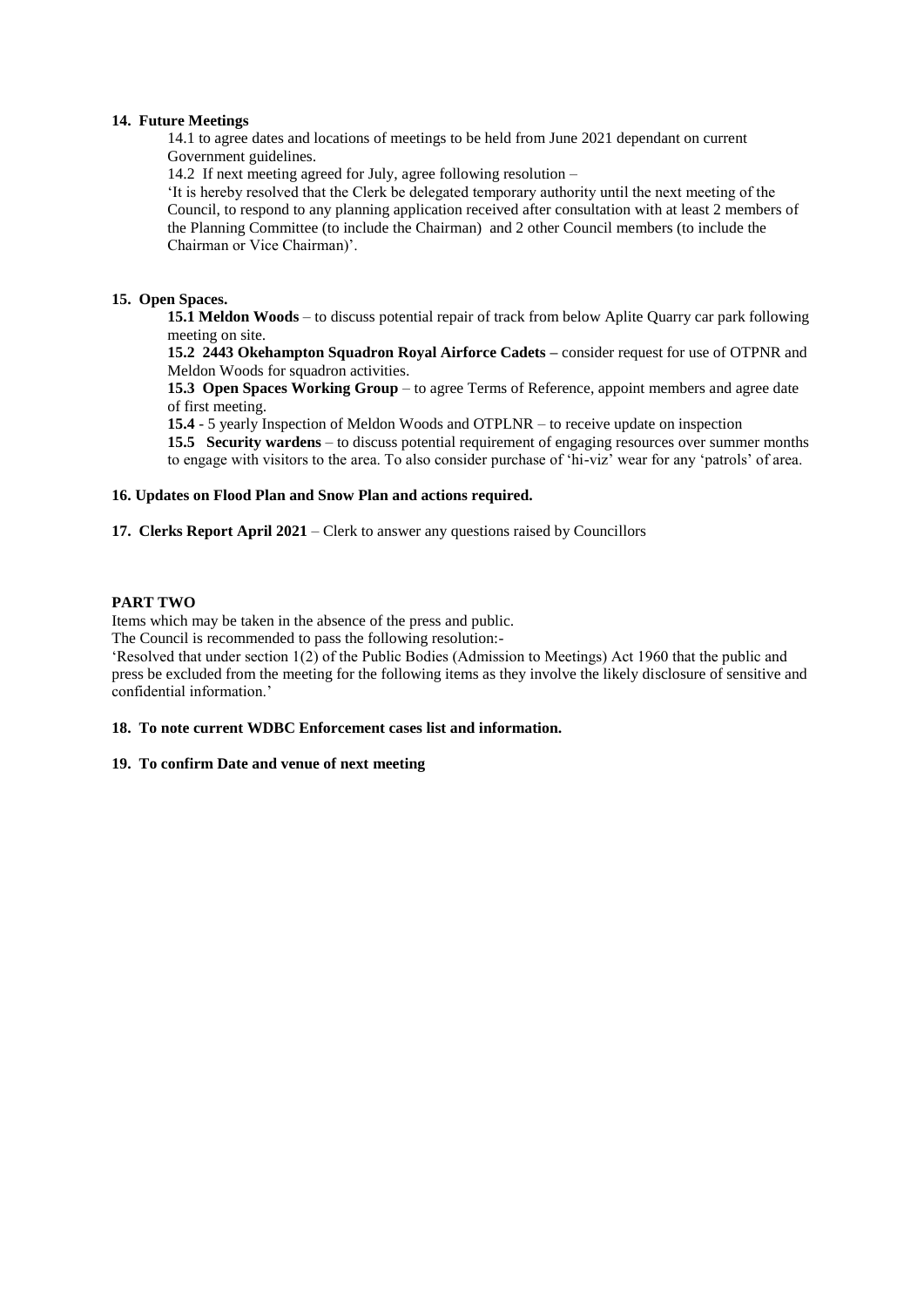**14. Future Meetings**

14.1 to agree dates and locations of meetings to be held from June 2021 dependant on current Government guidelines.

14.2 If next meeting agreed for July, agree following resolution –

'It is hereby resolved that the Clerk be delegated temporary authority until the next meeting of the Council, to respond to any planning application received after consultation with at least 2 members of the Planning Committee (to include the Chairman) and 2 other Council members (to include the Chairman or Vice Chairman)'.

**15. Open Spaces.**

**15.1 Meldon Woods** – to discuss potential repair of track from below Aplite Quarry car park following meeting on site.

**15.2 2443 Okehampton Squadron Royal Airforce Cadets –** consider request for use of OTPNR and Meldon Woods for squadron activities.

**15.3 Open Spaces Working Group** – to agree Terms of Reference, appoint members and agree date of first meeting.

**15.4** - 5 yearly Inspection of Meldon Woods and OTPLNR – to receive update on inspection

**15.5 Security wardens** – to discuss potential requirement of engaging resources over summer months to engage with visitors to the area. To also consider purchase of 'hi-viz' wear for any 'patrols' of area.

**16. Updates on Flood Plan and Snow Plan and actions required.**

**17. Clerks Report April 2021** – Clerk to answer any questions raised by Councillors

**PART TWO**

Items which may be taken in the absence of the press and public.

The Council is recommended to pass the following resolution:-

'Resolved that under section 1(2) of the Public Bodies (Admission to Meetings) Act 1960 that the public and press be excluded from the meeting for the following items as they involve the likely disclosure of sensitive and confidential information.'

**18. To note current WDBC Enforcement cases list and information.**

**19. To confirm Date and venue of next meeting**